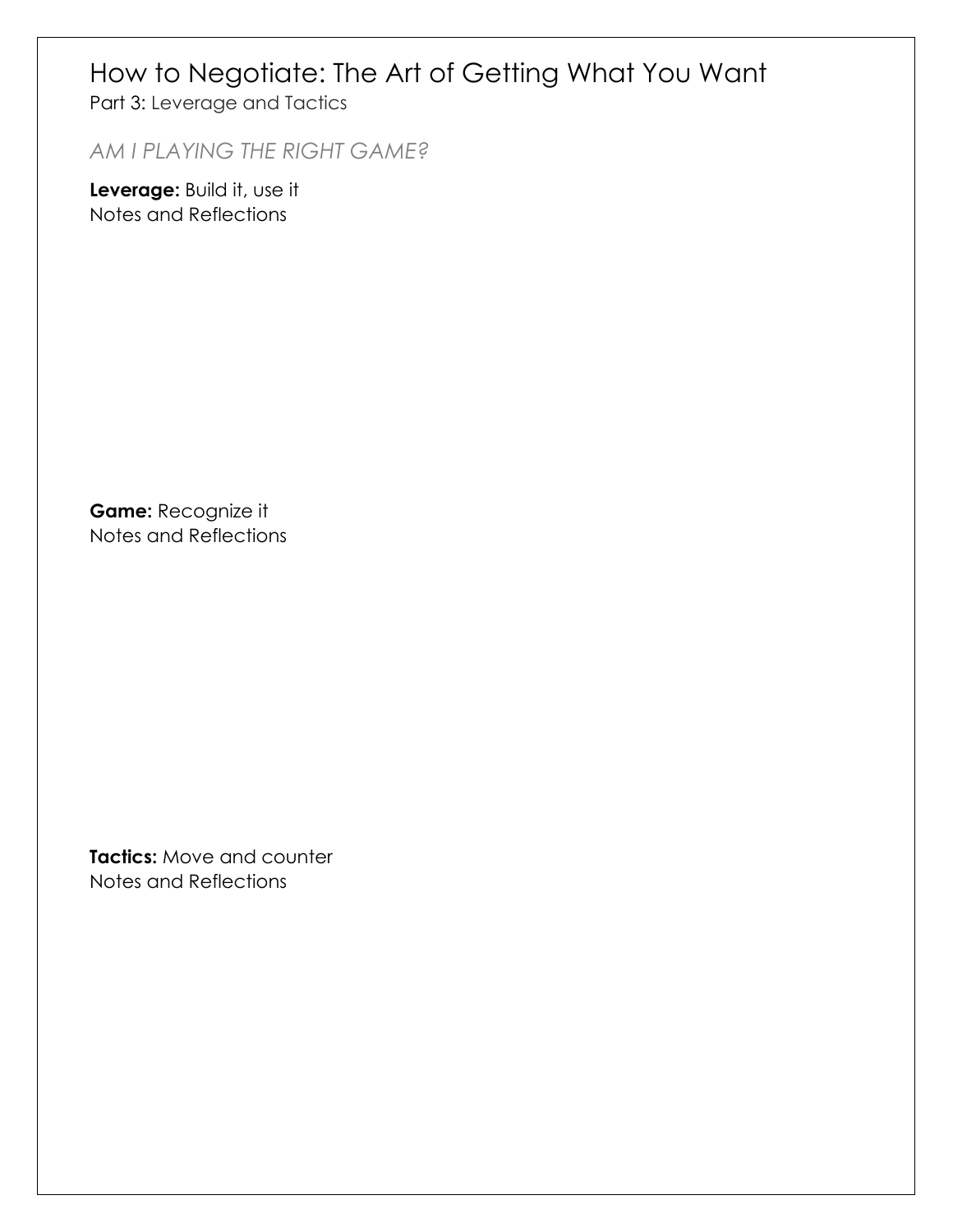# How to Negotiate: The Art of Getting What You Want

Part 3: Leverage and Tactics

*AM I PLAYING THE RIGHT GAME?*

**Leverage:** Build it, use it
Notes and Reflections

**Game:** Recognize it
Notes and Reflections

**Tactics:** Move and counter
Notes and Reflections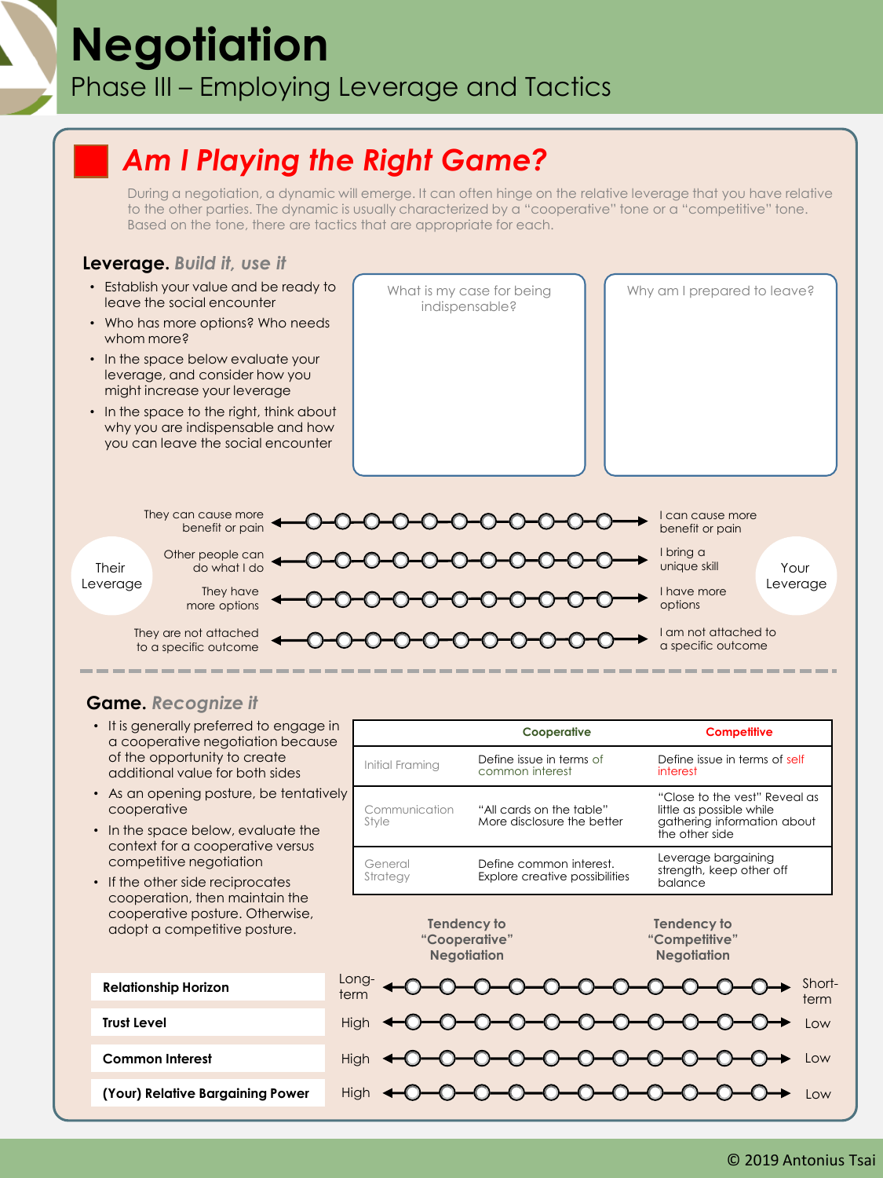# Negotiation

## Phase III – Employing Leverage and Tactics

## Am I Playing the Right Game?

During a negotiation, a dynamic will emerge. It can often hinge on the relative leverage that you have relative to the other parties. The dynamic is usually characterized by a "cooperative" tone or a "competitive" tone. Based on the tone, there are tactics that are appropriate for each.

### Leverage. *Build it, use it*

- Establish your value and be ready to leave the social encounter
- Who has more options? Who needs whom more?
- In the space below evaluate your leverage, and consider how you might increase your leverage
- In the space to the right, think about why you are indispensable and how you can leave the social encounter

| What is my case for being indispensable? | Why am I prepared to leave? |
|---|---|
| | |

| Their Leverage | | Your Leverage |
|---|---|---|
| They can cause more benefit or pain | ←O—O—O—O—O—O—O—O—O—O—O→ | I can cause more benefit or pain |
| Other people can do what I do | ←O—O—O—O—O—O—O—O—O—O—O→ | I bring a unique skill |
| They have more options | ←O—O—O—O—O—O—O—O—O—O—O→ | I have more options |
| They are not attached to a specific outcome | ←O—O—O—O—O—O—O—O—O—O—O→ | I am not attached to a specific outcome |

### Game. *Recognize it*

- It is generally preferred to engage in a cooperative negotiation because of the opportunity to create additional value for both sides
- As an opening posture, be tentatively cooperative
- In the space below, evaluate the context for a cooperative versus competitive negotiation
- If the other side reciprocates cooperation, then maintain the cooperative posture. Otherwise, adopt a competitive posture.

| | Cooperative | Competitive |
|---|---|---|
| Initial Framing | Define issue in terms of common interest | Define issue in terms of self interest |
| Communication Style | "All cards on the table" More disclosure the better | "Close to the vest" Reveal as little as possible while gathering information about the other side |
| General Strategy | Define common interest. Explore creative possibilities | Leverage bargaining strength, keep other off balance |

| | Tendency to "Cooperative" Negotiation | | Tendency to "Competitive" Negotiation |
|---|---|---|---|
| **Relationship Horizon** | Long-term | ←O—O—O—O—O—O—O—O—O—O—O→ | Short-term |
| **Trust Level** | High | ←O—O—O—O—O—O—O—O—O—O—O→ | Low |
| **Common Interest** | High | ←O—O—O—O—O—O—O—O—O—O—O→ | Low |
| **(Your) Relative Bargaining Power** | High | ←O—O—O—O—O—O—O—O—O—O—O→ | Low |

© 2019 Antonius Tsai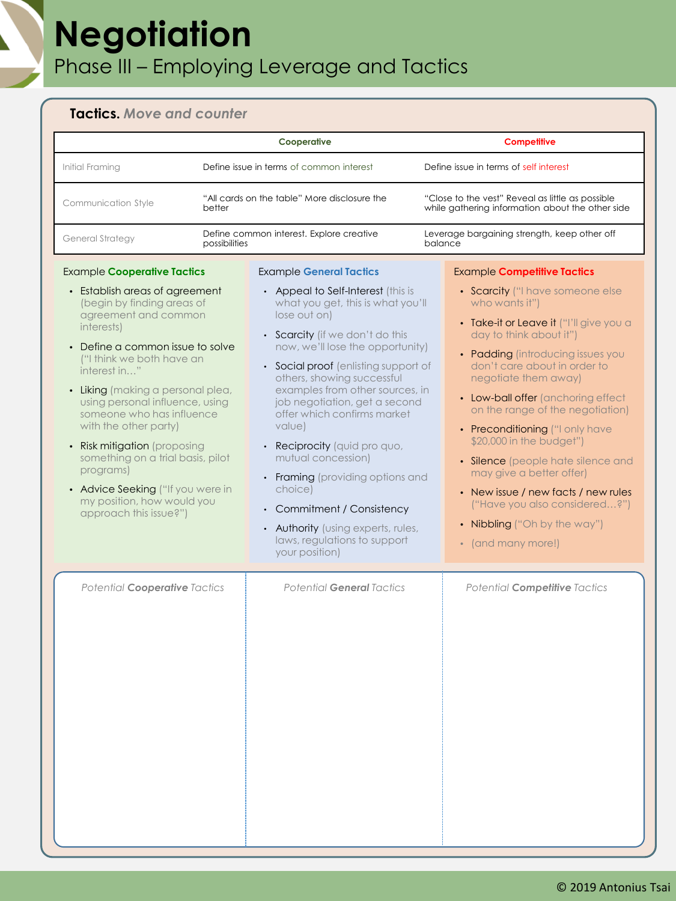# Negotiation

## Phase III – Employing Leverage and Tactics

### Tactics. *Move and counter*

| | Cooperative | Competitive |
|---|---|---|
| Initial Framing | Define issue in terms of common interest | Define issue in terms of self interest |
| Communication Style | "All cards on the table" More disclosure the better | "Close to the vest" Reveal as little as possible while gathering information about the other side |
| General Strategy | Define common interest. Explore creative possibilities | Leverage bargaining strength, keep other off balance |

#### Example **Cooperative Tactics**

- Establish areas of agreement (begin by finding areas of agreement and common interests)
- Define a common issue to solve ("I think we both have an interest in…"
- Liking (making a personal plea, using personal influence, using someone who has influence with the other party)
- Risk mitigation (proposing something on a trial basis, pilot programs)
- Advice Seeking ("If you were in my position, how would you approach this issue?")

#### Example **General Tactics**

- Appeal to Self-Interest (this is what you get, this is what you'll lose out on)
- Scarcity (if we don't do this now, we'll lose the opportunity)
- Social proof (enlisting support of others, showing successful examples from other sources, in job negotiation, get a second offer which confirms market value)
- Reciprocity (quid pro quo, mutual concession)
- Framing (providing options and choice)
- Commitment / Consistency
- Authority (using experts, rules, laws, regulations to support your position)

#### Example **Competitive Tactics**

- Scarcity ("I have someone else who wants it")
- Take-it or Leave it ("I'll give you a day to think about it")
- Padding (introducing issues you don't care about in order to negotiate them away)
- Low-ball offer (anchoring effect on the range of the negotiation)
- Preconditioning ("I only have $20,000 in the budget")
- Silence (people hate silence and may give a better offer)
- New issue / new facts / new rules ("Have you also considered…?")
- Nibbling ("Oh by the way")
- (and many more!)

| Potential **Cooperative** Tactics | Potential **General** Tactics | Potential **Competitive** Tactics |
|---|---|---|
| | | |

© 2019 Antonius Tsai